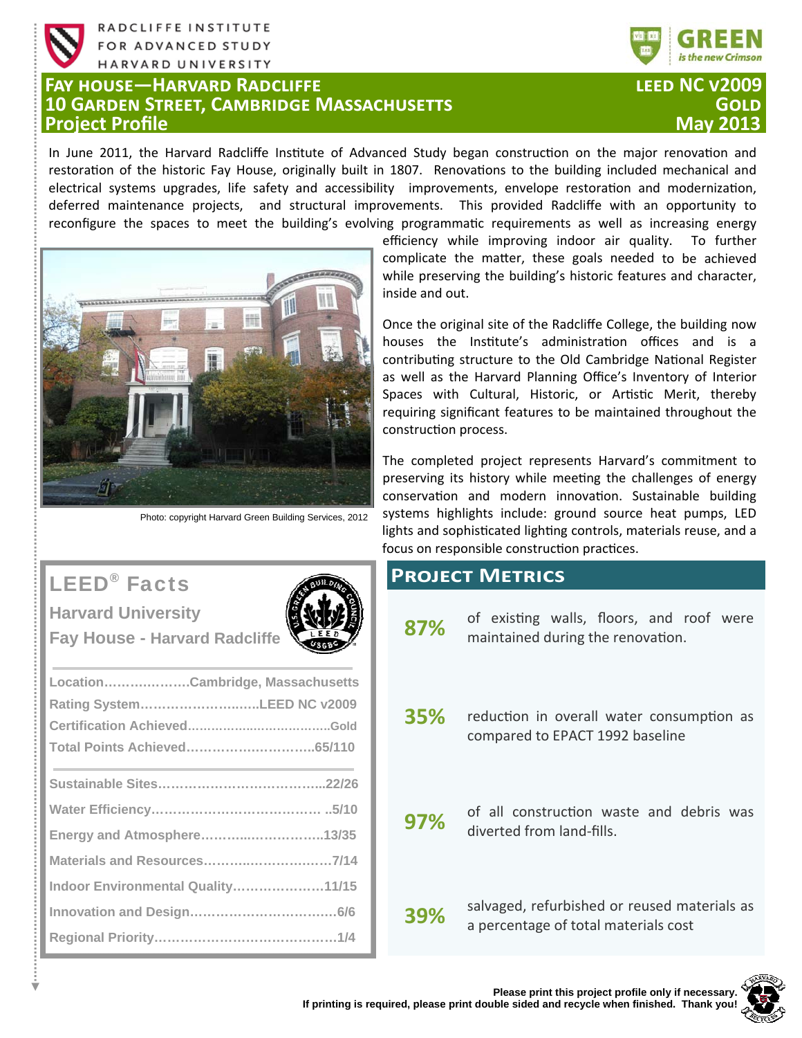RADCLIFFE INSTITUTE FOR ADVANCED STUDY HARVARD UNIVERSITY

GREEN is the new Crimson

# FAY HOUSE—HARVARD RADCLIFFE
# 10 GARDEN STREET, CAMBRIDGE MASSACHUSETTS
## Project Profile

**LEED NC v2009**
**GOLD**
**May 2013**

In June 2011, the Harvard Radcliffe Institute of Advanced Study began construction on the major renovation and restoration of the historic Fay House, originally built in 1807. Renovations to the building included mechanical and electrical systems upgrades, life safety and accessibility improvements, envelope restoration and modernization, deferred maintenance projects, and structural improvements. This provided Radcliffe with an opportunity to reconfigure the spaces to meet the building's evolving programmatic requirements as well as increasing energy efficiency while improving indoor air quality. To further complicate the matter, these goals needed to be achieved while preserving the building's historic features and character, inside and out.

Photo: copyright Harvard Green Building Services, 2012

Once the original site of the Radcliffe College, the building now houses the Institute's administration offices and is a contributing structure to the Old Cambridge National Register as well as the Harvard Planning Office's Inventory of Interior Spaces with Cultural, Historic, or Artistic Merit, thereby requiring significant features to be maintained throughout the construction process.

The completed project represents Harvard's commitment to preserving its history while meeting the challenges of energy conservation and modern innovation. Sustainable building systems highlights include: ground source heat pumps, LED lights and sophisticated lighting controls, materials reuse, and a focus on responsible construction practices.

## LEED® Facts

**Harvard University**

**Fay House - Harvard Radcliffe**

| | |
|---|---|
| Location | Cambridge, Massachusetts |
| Rating System | LEED NC v2009 |
| Certification Achieved | Gold |
| Total Points Achieved | 65/110 |

| | |
|---|---|
| Sustainable Sites | 22/26 |
| Water Efficiency | 5/10 |
| Energy and Atmosphere | 13/35 |
| Materials and Resources | 7/14 |
| Indoor Environmental Quality | 11/15 |
| Innovation and Design | 6/6 |
| Regional Priority | 1/4 |

## PROJECT METRICS

**87%** of existing walls, floors, and roof were maintained during the renovation.

**35%** reduction in overall water consumption as compared to EPACT 1992 baseline

**97%** of all construction waste and debris was diverted from land-fills.

**39%** salvaged, refurbished or reused materials as a percentage of total materials cost

**Please print this project profile only if necessary. If printing is required, please print double sided and recycle when finished. Thank you!**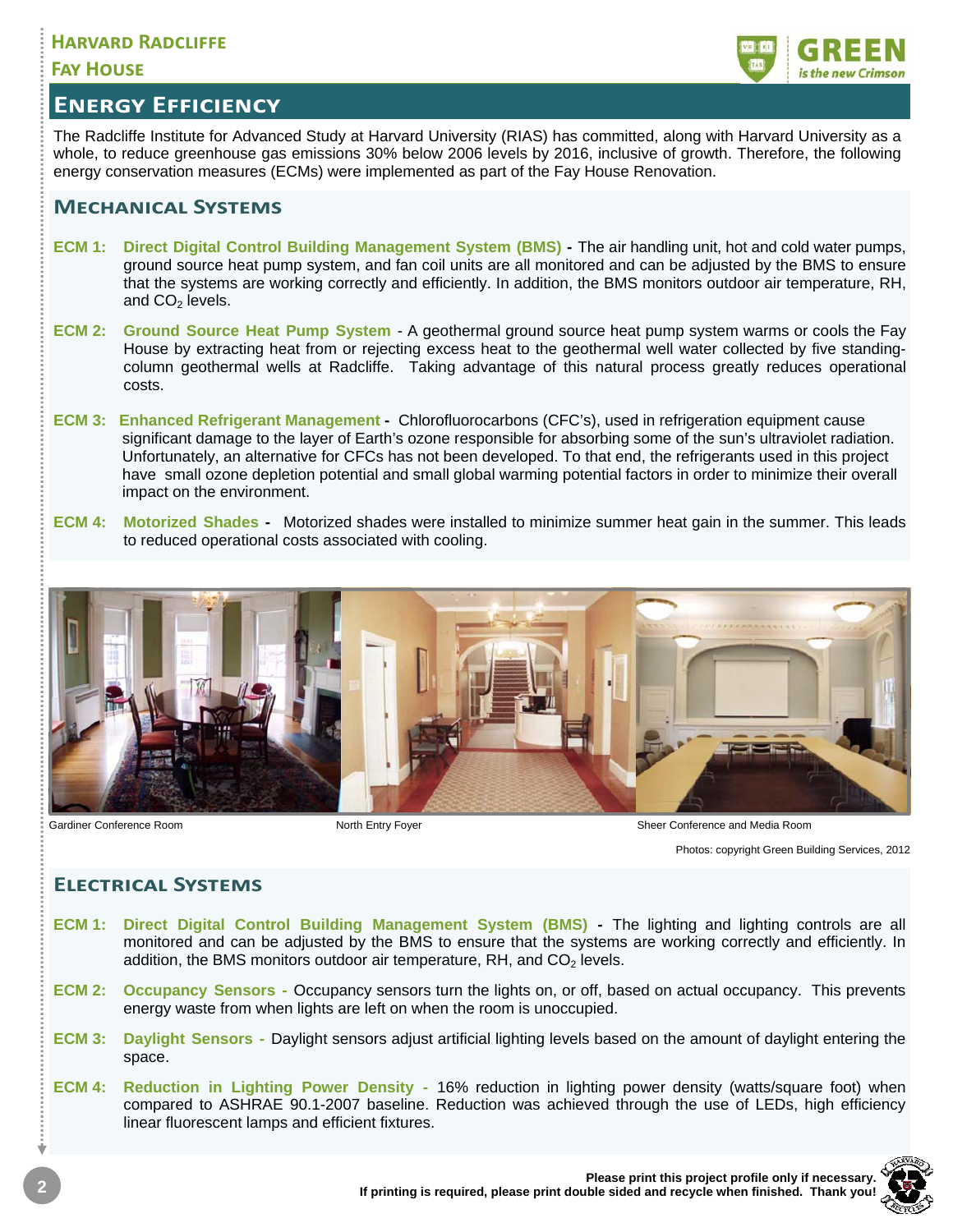# Energy Efficiency

The Radcliffe Institute for Advanced Study at Harvard University (RIAS) has committed, along with Harvard University as a whole, to reduce greenhouse gas emissions 30% below 2006 levels by 2016, inclusive of growth. Therefore, the following energy conservation measures (ECMs) were implemented as part of the Fay House Renovation.

## Mechanical Systems

**ECM 1: Direct Digital Control Building Management System (BMS) -** The air handling unit, hot and cold water pumps, ground source heat pump system, and fan coil units are all monitored and can be adjusted by the BMS to ensure that the systems are working correctly and efficiently. In addition, the BMS monitors outdoor air temperature, RH, and $CO_2$ levels.

**ECM 2: Ground Source Heat Pump System** - A geothermal ground source heat pump system warms or cools the Fay House by extracting heat from or rejecting excess heat to the geothermal well water collected by five standing-column geothermal wells at Radcliffe. Taking advantage of this natural process greatly reduces operational costs.

**ECM 3: Enhanced Refrigerant Management -** Chlorofluorocarbons (CFC's), used in refrigeration equipment cause significant damage to the layer of Earth's ozone responsible for absorbing some of the sun's ultraviolet radiation. Unfortunately, an alternative for CFCs has not been developed. To that end, the refrigerants used in this project have small ozone depletion potential and small global warming potential factors in order to minimize their overall impact on the environment.

**ECM 4: Motorized Shades -** Motorized shades were installed to minimize summer heat gain in the summer. This leads to reduced operational costs associated with cooling.

Gardiner Conference Room | North Entry Foyer | Sheer Conference and Media Room

Photos: copyright Green Building Services, 2012

## Electrical Systems

**ECM 1: Direct Digital Control Building Management System (BMS) -** The lighting and lighting controls are all monitored and can be adjusted by the BMS to ensure that the systems are working correctly and efficiently. In addition, the BMS monitors outdoor air temperature, RH, and $CO_2$ levels.

**ECM 2: Occupancy Sensors -** Occupancy sensors turn the lights on, or off, based on actual occupancy. This prevents energy waste from when lights are left on when the room is unoccupied.

**ECM 3: Daylight Sensors -** Daylight sensors adjust artificial lighting levels based on the amount of daylight entering the space.

**ECM 4: Reduction in Lighting Power Density -** 16% reduction in lighting power density (watts/square foot) when compared to ASHRAE 90.1-2007 baseline. Reduction was achieved through the use of LEDs, high efficiency linear fluorescent lamps and efficient fixtures.

**Please print this project profile only if necessary.**
**If printing is required, please print double sided and recycle when finished. Thank you!**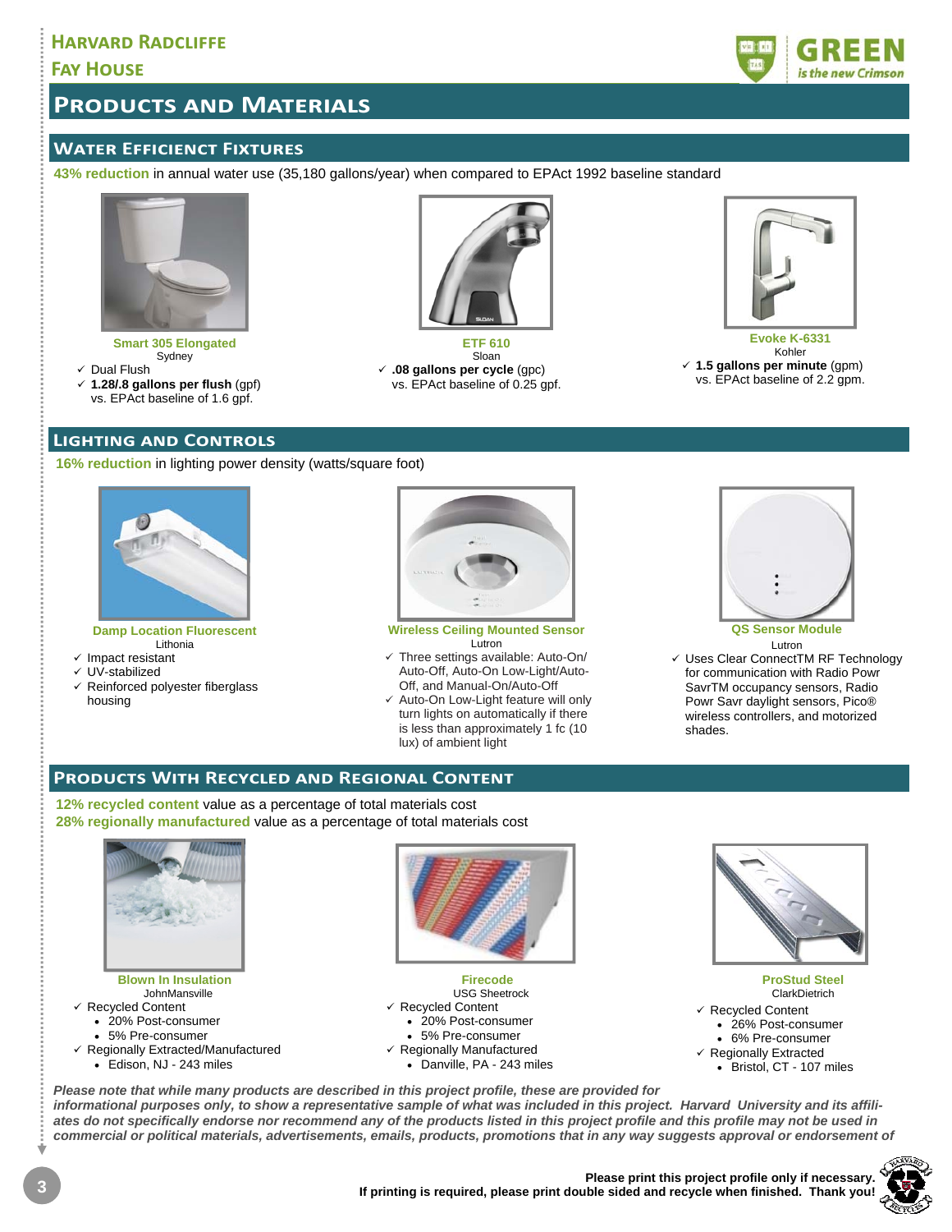# Products and Materials

## Water Efficient Fixtures

**43% reduction** in annual water use (35,180 gallons/year) when compared to EPAct 1992 baseline standard

**Smart 305 Elongated**
Sydney
- ✓ Dual Flush
- ✓ **1.28/.8 gallons per flush** (gpf) vs. EPAct baseline of 1.6 gpf.

**ETF 610**
Sloan
- ✓ **.08 gallons per cycle** (gpc) vs. EPAct baseline of 0.25 gpf.

**Evoke K-6331**
Kohler
- ✓ **1.5 gallons per minute** (gpm) vs. EPAct baseline of 2.2 gpm.

## Lighting and Controls

**16% reduction** in lighting power density (watts/square foot)

**Damp Location Fluorescent**
Lithonia
- ✓ Impact resistant
- ✓ UV-stabilized
- ✓ Reinforced polyester fiberglass housing

**Wireless Ceiling Mounted Sensor**
Lutron
- ✓ Three settings available: Auto-On/ Auto-Off, Auto-On Low-Light/Auto-Off, and Manual-On/Auto-Off
- ✓ Auto-On Low-Light feature will only turn lights on automatically if there is less than approximately 1 fc (10 lux) of ambient light

**QS Sensor Module**
Lutron
- ✓ Uses Clear ConnectTM RF Technology for communication with Radio Powr SavrTM occupancy sensors, Radio Powr Savr daylight sensors, Pico® wireless controllers, and motorized shades.

## Products With Recycled and Regional Content

**12% recycled content** value as a percentage of total materials cost
**28% regionally manufactured** value as a percentage of total materials cost

**Blown In Insulation**
JohnMansville
- ✓ Recycled Content
  - 20% Post-consumer
  - 5% Pre-consumer
- ✓ Regionally Extracted/Manufactured
  - Edison, NJ - 243 miles

**Firecode**
USG Sheetrock
- ✓ Recycled Content
  - 20% Post-consumer
  - 5% Pre-consumer
- ✓ Regionally Manufactured
  - Danville, PA - 243 miles

**ProStud Steel**
ClarkDietrich
- ✓ Recycled Content
  - 26% Post-consumer
  - 6% Pre-consumer
- ✓ Regionally Extracted
  - Bristol, CT - 107 miles

*Please note that while many products are described in this project profile, these are provided for informational purposes only, to show a representative sample of what was included in this project. Harvard University and its affiliates do not specifically endorse nor recommend any of the products listed in this project profile and this profile may not be used in commercial or political materials, advertisements, emails, products, promotions that in any way suggests approval or endorsement of*

**Please print this project profile only if necessary.**
**If printing is required, please print double sided and recycle when finished. Thank you!**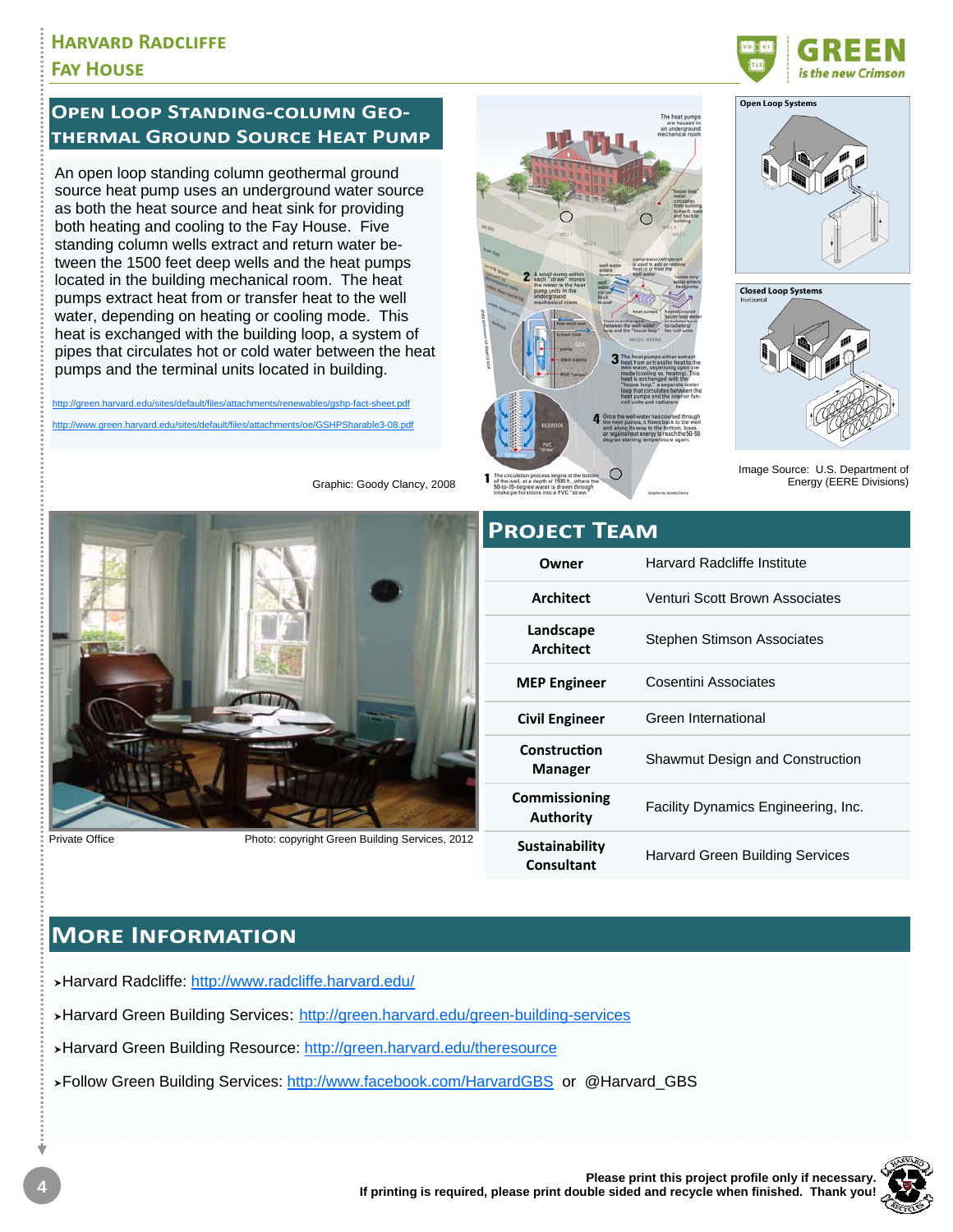## Open Loop Standing-column Geo-thermal Ground Source Heat Pump

An open loop standing column geothermal ground source heat pump uses an underground water source as both the heat source and heat sink for providing both heating and cooling to the Fay House. Five standing column wells extract and return water between the 1500 feet deep wells and the heat pumps located in the building mechanical room. The heat pumps extract heat from or transfer heat to the well water, depending on heating or cooling mode. This heat is exchanged with the building loop, a system of pipes that circulates hot or cold water between the heat pumps and the terminal units located in building.

http://green.harvard.edu/sites/default/files/attachments/renewables/gshp-fact-sheet.pdf

http://www.green.harvard.edu/sites/default/files/attachments/oe/GSHPSharable3-08.pdf

Graphic: Goody Clancy, 2008

Image Source: U.S. Department of Energy (EERE Divisions)

Private Office — Photo: copyright Green Building Services, 2012

## Project Team

| | |
|---|---|
| **Owner** | Harvard Radcliffe Institute |
| **Architect** | Venturi Scott Brown Associates |
| **Landscape Architect** | Stephen Stimson Associates |
| **MEP Engineer** | Cosentini Associates |
| **Civil Engineer** | Green International |
| **Construction Manager** | Shawmut Design and Construction |
| **Commissioning Authority** | Facility Dynamics Engineering, Inc. |
| **Sustainability Consultant** | Harvard Green Building Services |

## More Information

- Harvard Radcliffe: http://www.radcliffe.harvard.edu/
- Harvard Green Building Services: http://green.harvard.edu/green-building-services
- Harvard Green Building Resource: http://green.harvard.edu/theresource
- Follow Green Building Services: http://www.facebook.com/HarvardGBS or @Harvard_GBS

**Please print this project profile only if necessary.**
**If printing is required, please print double sided and recycle when finished. Thank you!**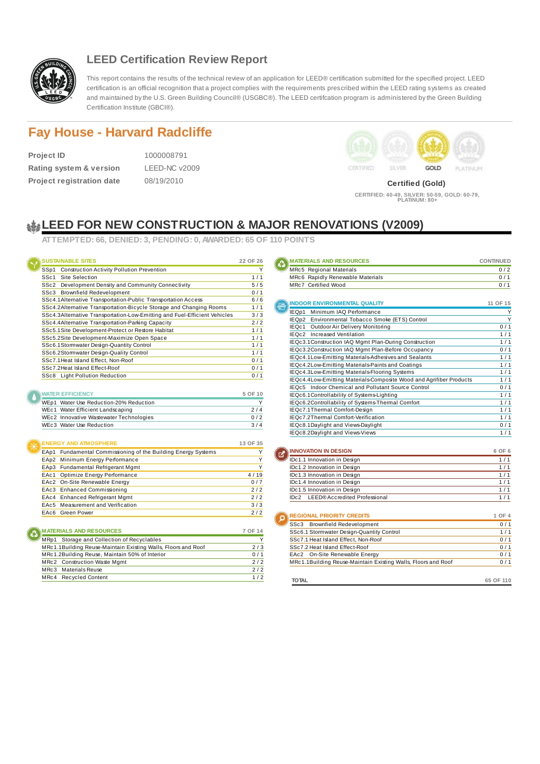# LEED Certification Review Report

This report contains the results of the technical review of an application for LEED® certification submitted for the specified project. LEED certification is an official recognition that a project complies with the requirements prescribed within the LEED rating systems as created and maintained by the U.S. Green Building Council® (USGBC®). The LEED certifcation program is administered by the Green Building Certification Institute (GBCI®).

## Fay House - Harvard Radcliffe

| | |
|---|---|
| **Project ID** | 1000008791 |
| **Rating system & version** | LEED-NC v2009 |
| **Project registration date** | 08/19/2010 |

CERTIFIED SILVER GOLD PLATINUM

**Certified (Gold)**

CERTIFIED: 40-49, SILVER: 50-59, GOLD: 60-79, PLATINUM: 80+

## LEED FOR NEW CONSTRUCTION & MAJOR RENOVATIONS (V2009)

ATTEMPTED: 66, DENIED: 3, PENDING: 0, AWARDED: 65 OF 110 POINTS

| SUSTAINABLE SITES | 22 OF 26 |
|---|---|
| SSp1 Construction Activity Pollution Prevention | Y |
| SSc1 Site Selection | 1 / 1 |
| SSc2 Development Density and Community Connectivity | 5 / 5 |
| SSc3 Brownfield Redevelopment | 0 / 1 |
| SSc4.1 Alternative Transportation-Public Transportation Access | 6 / 6 |
| SSc4.2 Alternative Transportation-Bicycle Storage and Changing Rooms | 1 / 1 |
| SSc4.3 Alternative Transportation-Low-Emitting and Fuel-Efficient Vehicles | 3 / 3 |
| SSc4.4 Alternative Transportation-Parking Capacity | 2 / 2 |
| SSc5.1 Site Development-Protect or Restore Habitat | 1 / 1 |
| SSc5.2 Site Development-Maximize Open Space | 1 / 1 |
| SSc6.1 Stormwater Design-Quantity Control | 1 / 1 |
| SSc6.2 Stormwater Design-Quality Control | 1 / 1 |
| SSc7.1 Heat Island Effect, Non-Roof | 0 / 1 |
| SSc7.2 Heat Island Effect-Roof | 0 / 1 |
| SSc8 Light Pollution Reduction | 0 / 1 |

| WATER EFFICIENCY | 5 OF 10 |
|---|---|
| WEp1 Water Use Reduction-20% Reduction | Y |
| WEc1 Water Efficient Landscaping | 2 / 4 |
| WEc2 Innovative Wastewater Technologies | 0 / 2 |
| WEc3 Water Use Reduction | 3 / 4 |

| ENERGY AND ATMOSPHERE | 13 OF 35 |
|---|---|
| EAp1 Fundamental Commissioning of the Building Energy Systems | Y |
| EAp2 Minimum Energy Performance | Y |
| EAp3 Fundamental Refrigerant Mgmt | Y |
| EAc1 Optimize Energy Performance | 4 / 19 |
| EAc2 On-Site Renewable Energy | 0 / 7 |
| EAc3 Enhanced Commissioning | 2 / 2 |
| EAc4 Enhanced Refrigerant Mgmt | 2 / 2 |
| EAc5 Measurement and Verification | 3 / 3 |
| EAc6 Green Power | 2 / 2 |

| MATERIALS AND RESOURCES | 7 OF 14 |
|---|---|
| MRp1 Storage and Collection of Recyclables | Y |
| MRc1.1 Building Reuse-Maintain Existing Walls, Floors and Roof | 2 / 3 |
| MRc1.2 Building Reuse, Maintain 50% of Interior | 0 / 1 |
| MRc2 Construction Waste Mgmt | 2 / 2 |
| MRc3 Materials Reuse | 2 / 2 |
| MRc4 Recycled Content | 1 / 2 |
| MRc5 Regional Materials | 0 / 2 |
| MRc6 Rapidly Renewable Materials | 0 / 1 |
| MRc7 Certified Wood | 0 / 1 |

| INDOOR ENVIRONMENTAL QUALITY | 11 OF 15 |
|---|---|
| IEQp1 Minimum IAQ Performance | Y |
| IEQp2 Environmental Tobacco Smoke (ETS) Control | Y |
| IEQc1 Outdoor Air Delivery Monitoring | 0 / 1 |
| IEQc2 Increased Ventilation | 1 / 1 |
| IEQc3.1 Construction IAQ Mgmt Plan-During Construction | 1 / 1 |
| IEQc3.2 Construction IAQ Mgmt Plan-Before Occupancy | 0 / 1 |
| IEQc4.1 Low-Emitting Materials-Adhesives and Sealants | 1 / 1 |
| IEQc4.2 Low-Emitting Materials-Paints and Coatings | 1 / 1 |
| IEQc4.3 Low-Emitting Materials-Flooring Systems | 1 / 1 |
| IEQc4.4 Low-Emitting Materials-Composite Wood and Agrifiber Products | 1 / 1 |
| IEQc5 Indoor Chemical and Pollutant Source Control | 0 / 1 |
| IEQc6.1 Controllability of Systems-Lighting | 1 / 1 |
| IEQc6.2 Controllability of Systems-Thermal Comfort | 1 / 1 |
| IEQc7.1 Thermal Comfort-Design | 1 / 1 |
| IEQc7.2 Thermal Comfort-Verification | 1 / 1 |
| IEQc8.1 Daylight and Views-Daylight | 0 / 1 |
| IEQc8.2 Daylight and Views-Views | 1 / 1 |

| INNOVATION IN DESIGN | 6 OF 6 |
|---|---|
| IDc1.1 Innovation in Design | 1 / 1 |
| IDc1.2 Innovation in Design | 1 / 1 |
| IDc1.3 Innovation in Design | 1 / 1 |
| IDc1.4 Innovation in Design | 1 / 1 |
| IDc1.5 Innovation in Design | 1 / 1 |
| IDc2 LEED® Accredited Professional | 1 / 1 |

| REGIONAL PRIORITY CREDITS | 1 OF 4 |
|---|---|
| SSc3 Brownfield Redevelopment | 0 / 1 |
| SSc6.1 Stormwater Design-Quantity Control | 1 / 1 |
| SSc7.1 Heat Island Effect, Non-Roof | 0 / 1 |
| SSc7.2 Heat Island Effect-Roof | 0 / 1 |
| EAc2 On-Site Renewable Energy | 0 / 1 |
| MRc1.1 Building Reuse-Maintain Existing Walls, Floors and Roof | 0 / 1 |

| TOTAL | 65 OF 110 |
|---|---|